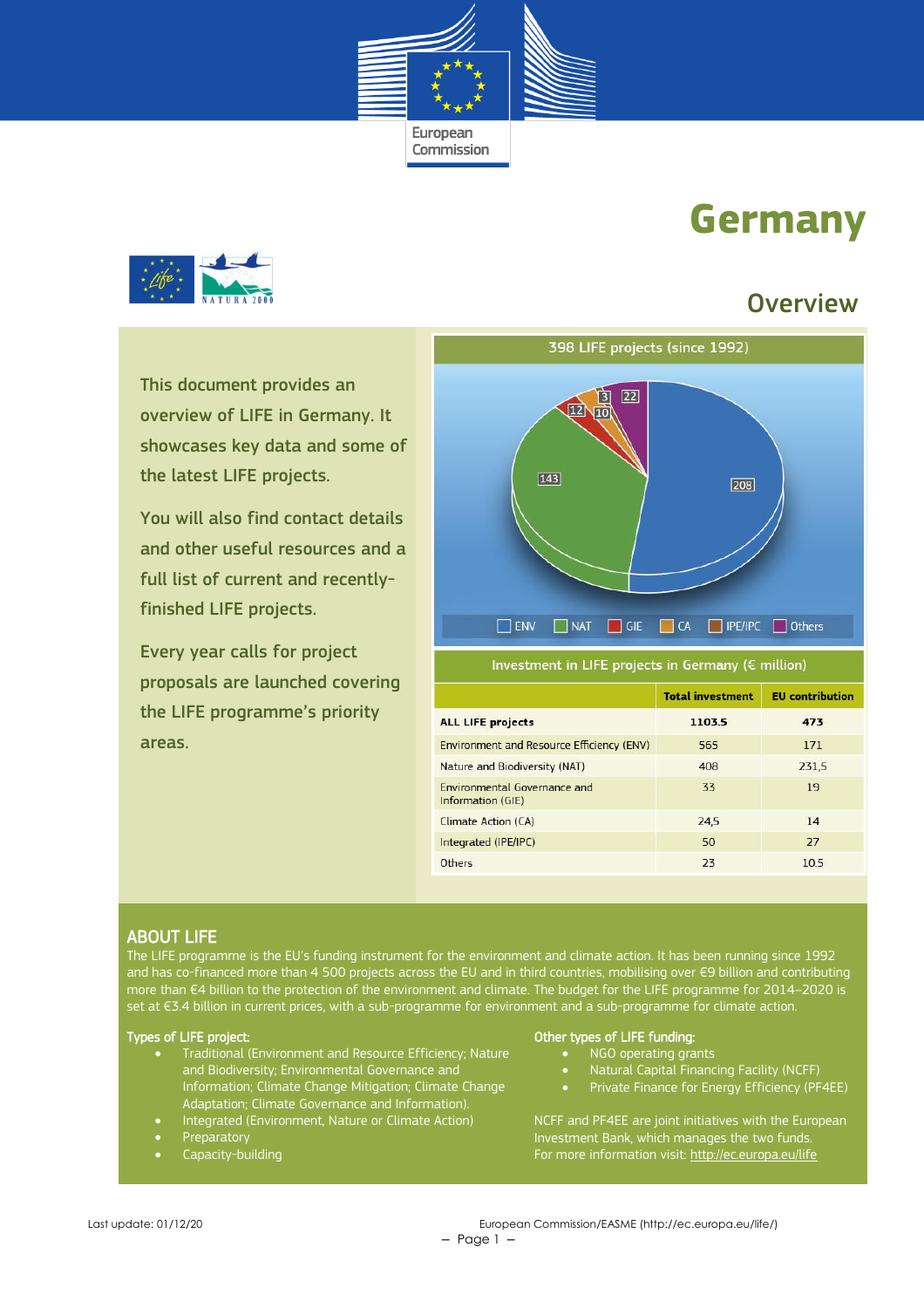# Germany

## Overview

This document provides an overview of LIFE in Germany. It showcases key data and some of the latest LIFE projects.

You will also find contact details and other useful resources and a full list of current and recently-finished LIFE projects.

Every year calls for project proposals are launched covering the LIFE programme's priority areas.

**398 LIFE projects (since 1992)**

ENV: 208; NAT: 143; GIE: 12; CA: 10; IPE/IPC: 3; Others: 22

**Investment in LIFE projects in Germany (€ million)**

| | Total investment | EU contribution |
|---|---|---|
| **ALL LIFE projects** | **1103.5** | **473** |
| Environment and Resource Efficiency (ENV) | 565 | 171 |
| Nature and Biodiversity (NAT) | 408 | 231,5 |
| Environmental Governance and Information (GIE) | 33 | 19 |
| Climate Action (CA) | 24,5 | 14 |
| Integrated (IPE/IPC) | 50 | 27 |
| Others | 23 | 10.5 |

## ABOUT LIFE

The LIFE programme is the EU's funding instrument for the environment and climate action. It has been running since 1992 and has co-financed more than 4 500 projects across the EU and in third countries, mobilising over €9 billion and contributing more than €4 billion to the protection of the environment and climate. The budget for the LIFE programme for 2014–2020 is set at €3.4 billion in current prices, with a sub-programme for environment and a sub-programme for climate action.

**Types of LIFE project:**

- Traditional (Environment and Resource Efficiency; Nature and Biodiversity; Environmental Governance and Information; Climate Change Mitigation; Climate Change Adaptation; Climate Governance and Information).
- Integrated (Environment, Nature or Climate Action)
- Preparatory
- Capacity-building

**Other types of LIFE funding:**

- NGO operating grants
- Natural Capital Financing Facility (NCFF)
- Private Finance for Energy Efficiency (PF4EE)

NCFF and PF4EE are joint initiatives with the European Investment Bank, which manages the two funds.
For more information visit: http://ec.europa.eu/life

Last update: 01/12/20

European Commission/EASME (http://ec.europa.eu/life/)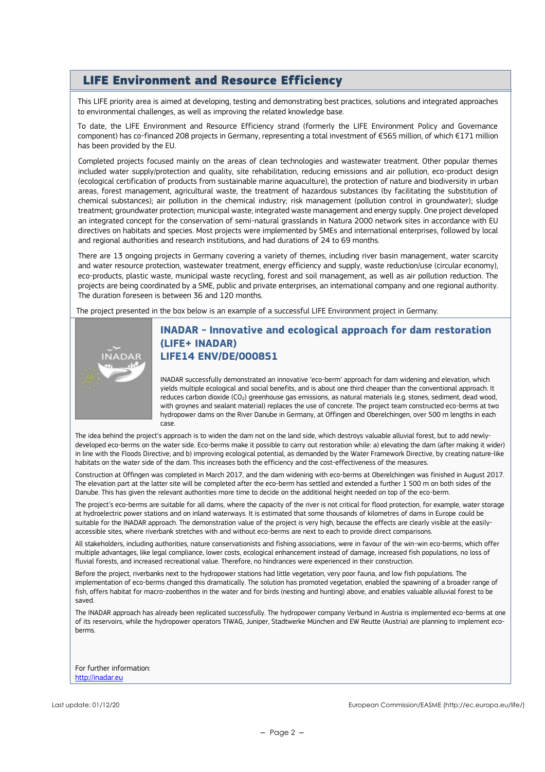## LIFE Environment and Resource Efficiency

This LIFE priority area is aimed at developing, testing and demonstrating best practices, solutions and integrated approaches to environmental challenges, as well as improving the related knowledge base.

To date, the LIFE Environment and Resource Efficiency strand (formerly the LIFE Environment Policy and Governance component) has co-financed 208 projects in Germany, representing a total investment of €565 million, of which €171 million has been provided by the EU.

Completed projects focused mainly on the areas of clean technologies and wastewater treatment. Other popular themes included water supply/protection and quality, site rehabilitation, reducing emissions and air pollution, eco-product design (ecological certification of products from sustainable marine aquaculture), the protection of nature and biodiversity in urban areas, forest management, agricultural waste, the treatment of hazardous substances (by facilitating the substitution of chemical substances); air pollution in the chemical industry; risk management (pollution control in groundwater); sludge treatment; groundwater protection; municipal waste; integrated waste management and energy supply. One project developed an integrated concept for the conservation of semi-natural grasslands in Natura 2000 network sites in accordance with EU directives on habitats and species. Most projects were implemented by SMEs and international enterprises, followed by local and regional authorities and research institutions, and had durations of 24 to 69 months.

There are 13 ongoing projects in Germany covering a variety of themes, including river basin management, water scarcity and water resource protection, wastewater treatment, energy efficiency and supply, waste reduction/use (circular economy), eco-products, plastic waste, municipal waste recycling, forest and soil management, as well as air pollution reduction. The projects are being coordinated by a SME, public and private enterprises, an international company and one regional authority. The duration foreseen is between 36 and 120 months.

The project presented in the box below is an example of a successful LIFE Environment project in Germany.

### INADAR - Innovative and ecological approach for dam restoration (LIFE+ INADAR)
### LIFE14 ENV/DE/000851

INADAR successfully demonstrated an innovative 'eco-berm' approach for dam widening and elevation, which yields multiple ecological and social benefits, and is about one third cheaper than the conventional approach. It reduces carbon dioxide ($CO_2$) greenhouse gas emissions, as natural materials (e.g. stones, sediment, dead wood, with groynes and sealant material) replaces the use of concrete. The project team constructed eco-berms at two hydropower dams on the River Danube in Germany, at Offingen and Oberelchingen, over 500 m lengths in each case.

The idea behind the project's approach is to widen the dam not on the land side, which destroys valuable alluvial forest, but to add newly-developed eco-berms on the water side. Eco-berms make it possible to carry out restoration while: a) elevating the dam (after making it wider) in line with the Floods Directive; and b) improving ecological potential, as demanded by the Water Framework Directive, by creating nature-like habitats on the water side of the dam. This increases both the efficiency and the cost-effectiveness of the measures.

Construction at Offingen was completed in March 2017, and the dam widening with eco-berms at Oberelchingen was finished in August 2017. The elevation part at the latter site will be completed after the eco-berm has settled and extended a further 1 500 m on both sides of the Danube. This has given the relevant authorities more time to decide on the additional height needed on top of the eco-berm.

The project's eco-berms are suitable for all dams, where the capacity of the river is not critical for flood protection, for example, water storage at hydroelectric power stations and on inland waterways. It is estimated that some thousands of kilometres of dams in Europe could be suitable for the INADAR approach. The demonstration value of the project is very high, because the effects are clearly visible at the easily-accessible sites, where riverbank stretches with and without eco-berms are next to each to provide direct comparisons.

All stakeholders, including authorities, nature conservationists and fishing associations, were in favour of the win-win eco-berms, which offer multiple advantages, like legal compliance, lower costs, ecological enhancement instead of damage, increased fish populations, no loss of fluvial forests, and increased recreational value. Therefore, no hindrances were experienced in their construction.

Before the project, riverbanks next to the hydropower stations had little vegetation, very poor fauna, and low fish populations. The implementation of eco-berms changed this dramatically. The solution has promoted vegetation, enabled the spawning of a broader range of fish, offers habitat for macro-zoobenthos in the water and for birds (nesting and hunting) above, and enables valuable alluvial forest to be saved.

The INADAR approach has already been replicated successfully. The hydropower company Verbund in Austria is implemented eco-berms at one of its reservoirs, while the hydropower operators TIWAG, Juniper, Stadtwerke München and EW Reutte (Austria) are planning to implement eco-berms.

For further information:
http://inadar.eu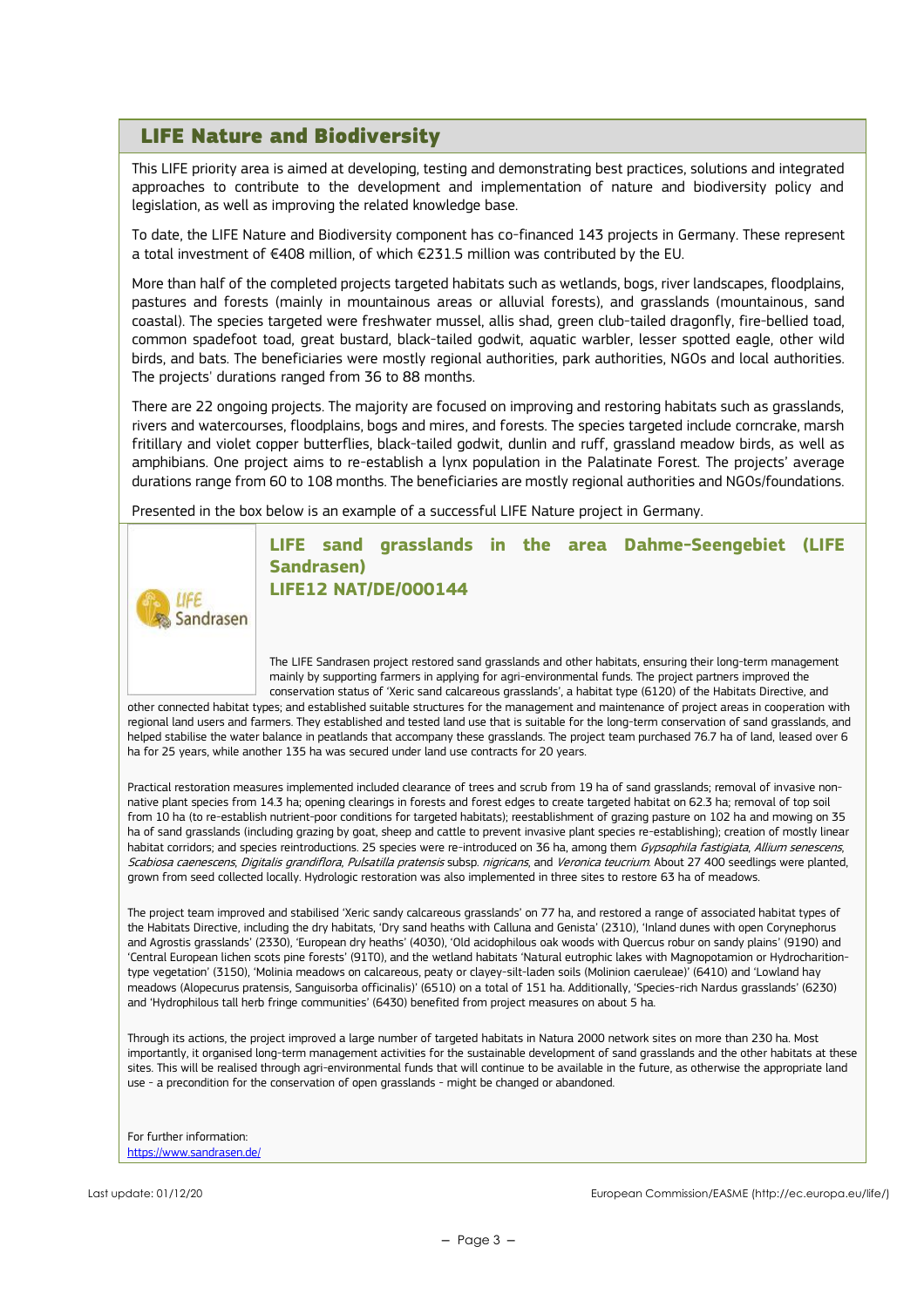## LIFE Nature and Biodiversity

This LIFE priority area is aimed at developing, testing and demonstrating best practices, solutions and integrated approaches to contribute to the development and implementation of nature and biodiversity policy and legislation, as well as improving the related knowledge base.

To date, the LIFE Nature and Biodiversity component has co-financed 143 projects in Germany. These represent a total investment of €408 million, of which €231.5 million was contributed by the EU.

More than half of the completed projects targeted habitats such as wetlands, bogs, river landscapes, floodplains, pastures and forests (mainly in mountainous areas or alluvial forests), and grasslands (mountainous, sand coastal). The species targeted were freshwater mussel, allis shad, green club-tailed dragonfly, fire-bellied toad, common spadefoot toad, great bustard, black-tailed godwit, aquatic warbler, lesser spotted eagle, other wild birds, and bats. The beneficiaries were mostly regional authorities, park authorities, NGOs and local authorities. The projects' durations ranged from 36 to 88 months.

There are 22 ongoing projects. The majority are focused on improving and restoring habitats such as grasslands, rivers and watercourses, floodplains, bogs and mires, and forests. The species targeted include corncrake, marsh fritillary and violet copper butterflies, black-tailed godwit, dunlin and ruff, grassland meadow birds, as well as amphibians. One project aims to re-establish a lynx population in the Palatinate Forest. The projects' average durations range from 60 to 108 months. The beneficiaries are mostly regional authorities and NGOs/foundations.

Presented in the box below is an example of a successful LIFE Nature project in Germany.

### LIFE sand grasslands in the area Dahme-Seengebiet (LIFE Sandrasen)
### LIFE12 NAT/DE/000144

The LIFE Sandrasen project restored sand grasslands and other habitats, ensuring their long-term management mainly by supporting farmers in applying for agri-environmental funds. The project partners improved the conservation status of 'Xeric sand calcareous grasslands', a habitat type (6120) of the Habitats Directive, and other connected habitat types; and established suitable structures for the management and maintenance of project areas in cooperation with regional land users and farmers. They established and tested land use that is suitable for the long-term conservation of sand grasslands, and helped stabilise the water balance in peatlands that accompany these grasslands. The project team purchased 76.7 ha of land, leased over 6 ha for 25 years, while another 135 ha was secured under land use contracts for 20 years.

Practical restoration measures implemented included clearance of trees and scrub from 19 ha of sand grasslands; removal of invasive non-native plant species from 14.3 ha; opening clearings in forests and forest edges to create targeted habitat on 62.3 ha; removal of top soil from 10 ha (to re-establish nutrient-poor conditions for targeted habitats); reestablishment of grazing pasture on 102 ha and mowing on 35 ha of sand grasslands (including grazing by goat, sheep and cattle to prevent invasive plant species re-establishing); creation of mostly linear habitat corridors; and species reintroductions. 25 species were re-introduced on 36 ha, among them *Gypsophila fastigiata*, *Allium senescens*, *Scabiosa caenescens*, *Digitalis grandiflora*, *Pulsatilla pratensis* subsp. *nigricans*, and *Veronica teucrium*. About 27 400 seedlings were planted, grown from seed collected locally. Hydrologic restoration was also implemented in three sites to restore 63 ha of meadows.

The project team improved and stabilised 'Xeric sandy calcareous grasslands' on 77 ha, and restored a range of associated habitat types of the Habitats Directive, including the dry habitats, 'Dry sand heaths with Calluna and Genista' (2310), 'Inland dunes with open Corynephorus and Agrostis grasslands' (2330), 'European dry heaths' (4030), 'Old acidophilous oak woods with Quercus robur on sandy plains' (9190) and 'Central European lichen scots pine forests' (91T0), and the wetland habitats 'Natural eutrophic lakes with Magnopotamion or Hydrocharition-type vegetation' (3150), 'Molinia meadows on calcareous, peaty or clayey-silt-laden soils (Molinion caeruleae)' (6410) and 'Lowland hay meadows (Alopecurus pratensis, Sanguisorba officinalis)' (6510) on a total of 151 ha. Additionally, 'Species-rich Nardus grasslands' (6230) and 'Hydrophilous tall herb fringe communities' (6430) benefited from project measures on about 5 ha.

Through its actions, the project improved a large number of targeted habitats in Natura 2000 network sites on more than 230 ha. Most importantly, it organised long-term management activities for the sustainable development of sand grasslands and the other habitats at these sites. This will be realised through agri-environmental funds that will continue to be available in the future, as otherwise the appropriate land use - a precondition for the conservation of open grasslands - might be changed or abandoned.

For further information:
https://www.sandrasen.de/

Last update: 01/12/20 European Commission/EASME (http://ec.europa.eu/life/)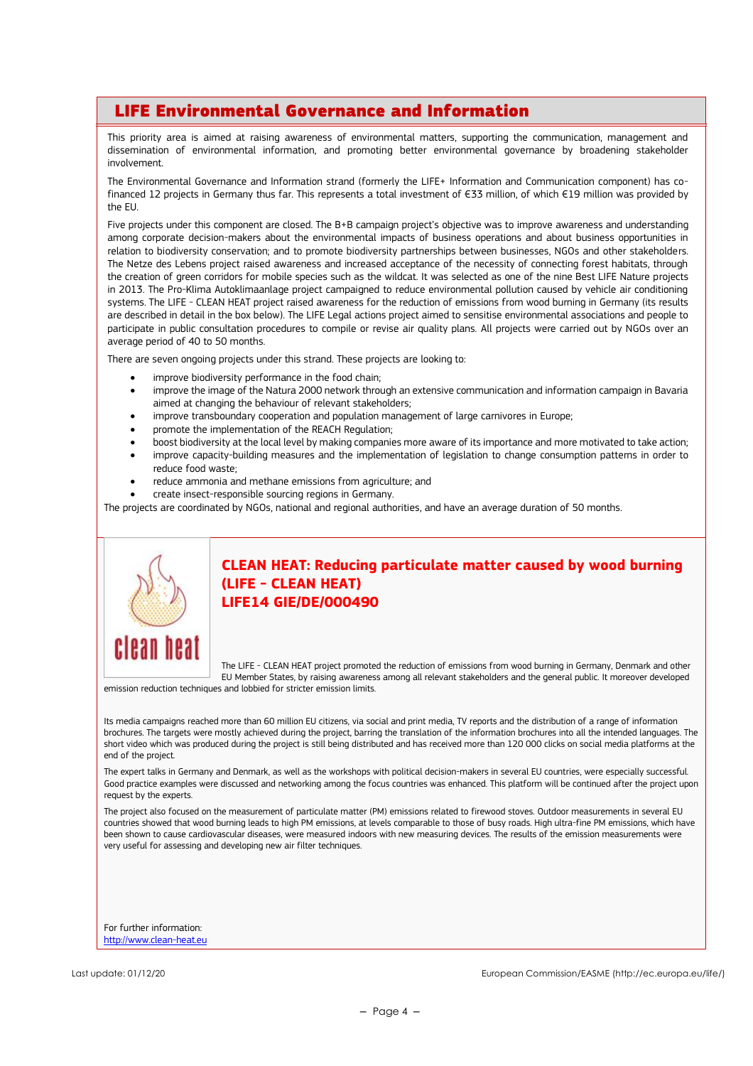## LIFE Environmental Governance and Information

This priority area is aimed at raising awareness of environmental matters, supporting the communication, management and dissemination of environmental information, and promoting better environmental governance by broadening stakeholder involvement.

The Environmental Governance and Information strand (formerly the LIFE+ Information and Communication component) has co-financed 12 projects in Germany thus far. This represents a total investment of €33 million, of which €19 million was provided by the EU.

Five projects under this component are closed. The B+B campaign project's objective was to improve awareness and understanding among corporate decision-makers about the environmental impacts of business operations and about business opportunities in relation to biodiversity conservation; and to promote biodiversity partnerships between businesses, NGOs and other stakeholders. The Netze des Lebens project raised awareness and increased acceptance of the necessity of connecting forest habitats, through the creation of green corridors for mobile species such as the wildcat. It was selected as one of the nine Best LIFE Nature projects in 2013. The Pro-Klima Autoklimaanlage project campaigned to reduce environmental pollution caused by vehicle air conditioning systems. The LIFE - CLEAN HEAT project raised awareness for the reduction of emissions from wood burning in Germany (its results are described in detail in the box below). The LIFE Legal actions project aimed to sensitise environmental associations and people to participate in public consultation procedures to compile or revise air quality plans. All projects were carried out by NGOs over an average period of 40 to 50 months.

There are seven ongoing projects under this strand. These projects are looking to:

- improve biodiversity performance in the food chain;
- improve the image of the Natura 2000 network through an extensive communication and information campaign in Bavaria aimed at changing the behaviour of relevant stakeholders;
- improve transboundary cooperation and population management of large carnivores in Europe;
- promote the implementation of the REACH Regulation;
- boost biodiversity at the local level by making companies more aware of its importance and more motivated to take action;
- improve capacity-building measures and the implementation of legislation to change consumption patterns in order to reduce food waste;
- reduce ammonia and methane emissions from agriculture; and
- create insect-responsible sourcing regions in Germany.

The projects are coordinated by NGOs, national and regional authorities, and have an average duration of 50 months.

### CLEAN HEAT: Reducing particulate matter caused by wood burning (LIFE - CLEAN HEAT) LIFE14 GIE/DE/000490

The LIFE - CLEAN HEAT project promoted the reduction of emissions from wood burning in Germany, Denmark and other EU Member States, by raising awareness among all relevant stakeholders and the general public. It moreover developed emission reduction techniques and lobbied for stricter emission limits.

Its media campaigns reached more than 60 million EU citizens, via social and print media, TV reports and the distribution of a range of information brochures. The targets were mostly achieved during the project, barring the translation of the information brochures into all the intended languages. The short video which was produced during the project is still being distributed and has received more than 120 000 clicks on social media platforms at the end of the project.

The expert talks in Germany and Denmark, as well as the workshops with political decision-makers in several EU countries, were especially successful. Good practice examples were discussed and networking among the focus countries was enhanced. This platform will be continued after the project upon request by the experts.

The project also focused on the measurement of particulate matter (PM) emissions related to firewood stoves. Outdoor measurements in several EU countries showed that wood burning leads to high PM emissions, at levels comparable to those of busy roads. High ultra-fine PM emissions, which have been shown to cause cardiovascular diseases, were measured indoors with new measuring devices. The results of the emission measurements were very useful for assessing and developing new air filter techniques.

For further information:
[http://www.clean-heat.eu](http://www.clean-heat.eu)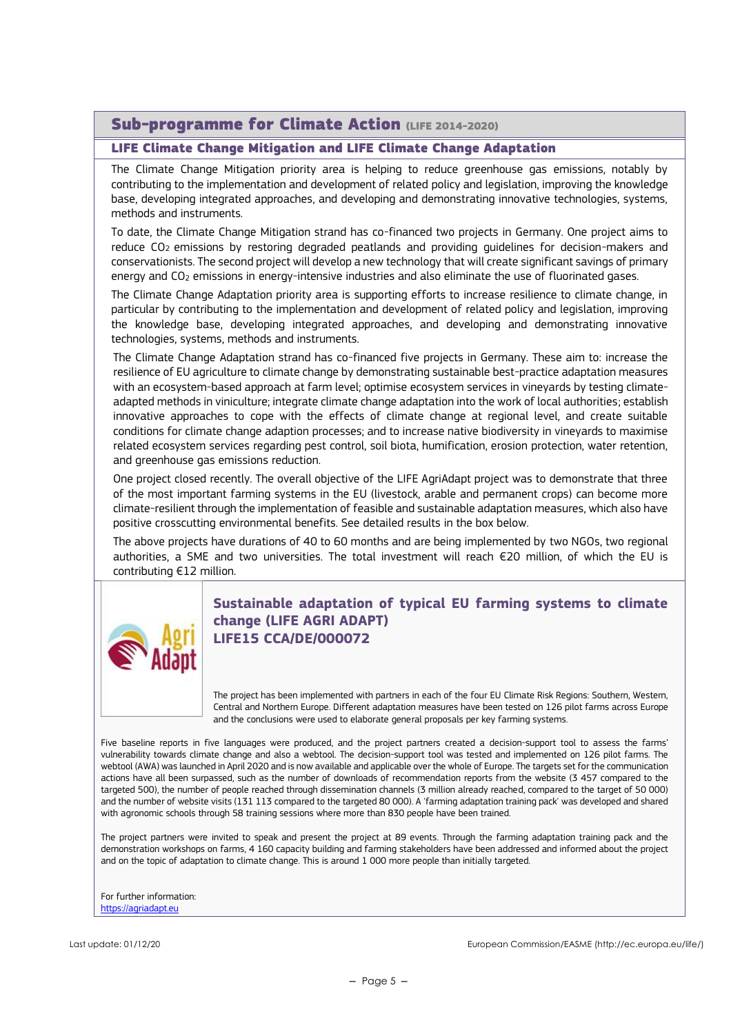## Sub-programme for Climate Action (LIFE 2014-2020)

### LIFE Climate Change Mitigation and LIFE Climate Change Adaptation

The Climate Change Mitigation priority area is helping to reduce greenhouse gas emissions, notably by contributing to the implementation and development of related policy and legislation, improving the knowledge base, developing integrated approaches, and developing and demonstrating innovative technologies, systems, methods and instruments.

To date, the Climate Change Mitigation strand has co-financed two projects in Germany. One project aims to reduce $CO_2$ emissions by restoring degraded peatlands and providing guidelines for decision-makers and conservationists. The second project will develop a new technology that will create significant savings of primary energy and $CO_2$ emissions in energy-intensive industries and also eliminate the use of fluorinated gases.

The Climate Change Adaptation priority area is supporting efforts to increase resilience to climate change, in particular by contributing to the implementation and development of related policy and legislation, improving the knowledge base, developing integrated approaches, and developing and demonstrating innovative technologies, systems, methods and instruments.

The Climate Change Adaptation strand has co-financed five projects in Germany. These aim to: increase the resilience of EU agriculture to climate change by demonstrating sustainable best-practice adaptation measures with an ecosystem-based approach at farm level; optimise ecosystem services in vineyards by testing climate-adapted methods in viniculture; integrate climate change adaptation into the work of local authorities; establish innovative approaches to cope with the effects of climate change at regional level, and create suitable conditions for climate change adaption processes; and to increase native biodiversity in vineyards to maximise related ecosystem services regarding pest control, soil biota, humification, erosion protection, water retention, and greenhouse gas emissions reduction.

One project closed recently. The overall objective of the LIFE AgriAdapt project was to demonstrate that three of the most important farming systems in the EU (livestock, arable and permanent crops) can become more climate-resilient through the implementation of feasible and sustainable adaptation measures, which also have positive crosscutting environmental benefits. See detailed results in the box below.

The above projects have durations of 40 to 60 months and are being implemented by two NGOs, two regional authorities, a SME and two universities. The total investment will reach €20 million, of which the EU is contributing €12 million.

### Sustainable adaptation of typical EU farming systems to climate change (LIFE AGRI ADAPT) LIFE15 CCA/DE/000072

The project has been implemented with partners in each of the four EU Climate Risk Regions: Southern, Western, Central and Northern Europe. Different adaptation measures have been tested on 126 pilot farms across Europe and the conclusions were used to elaborate general proposals per key farming systems.

Five baseline reports in five languages were produced, and the project partners created a decision-support tool to assess the farms' vulnerability towards climate change and also a webtool. The decision-support tool was tested and implemented on 126 pilot farms. The webtool (AWA) was launched in April 2020 and is now available and applicable over the whole of Europe. The targets set for the communication actions have all been surpassed, such as the number of downloads of recommendation reports from the website (3 457 compared to the targeted 500), the number of people reached through dissemination channels (3 million already reached, compared to the target of 50 000) and the number of website visits (131 113 compared to the targeted 80 000). A 'farming adaptation training pack' was developed and shared with agronomic schools through 58 training sessions where more than 830 people have been trained.

The project partners were invited to speak and present the project at 89 events. Through the farming adaptation training pack and the demonstration workshops on farms, 4 160 capacity building and farming stakeholders have been addressed and informed about the project and on the topic of adaptation to climate change. This is around 1 000 more people than initially targeted.

For further information:
https://agriadapt.eu

Last update: 01/12/20

European Commission/EASME (http://ec.europa.eu/life/)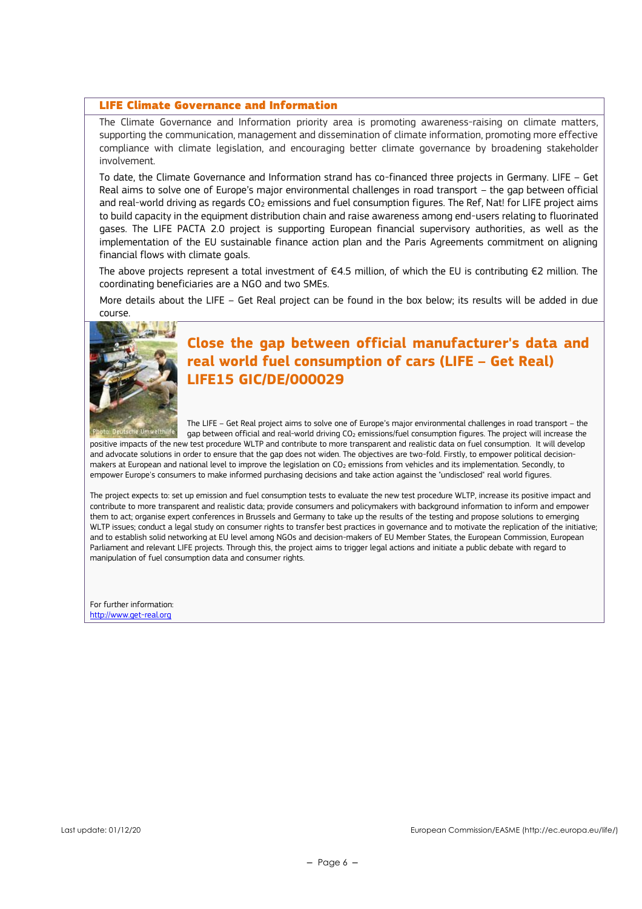## LIFE Climate Governance and Information

The Climate Governance and Information priority area is promoting awareness-raising on climate matters, supporting the communication, management and dissemination of climate information, promoting more effective compliance with climate legislation, and encouraging better climate governance by broadening stakeholder involvement.

To date, the Climate Governance and Information strand has co-financed three projects in Germany. LIFE – Get Real aims to solve one of Europe's major environmental challenges in road transport – the gap between official and real-world driving as regards $CO_2$ emissions and fuel consumption figures. The Ref, Nat! for LIFE project aims to build capacity in the equipment distribution chain and raise awareness among end-users relating to fluorinated gases. The LIFE PACTA 2.0 project is supporting European financial supervisory authorities, as well as the implementation of the EU sustainable finance action plan and the Paris Agreements commitment on aligning financial flows with climate goals.

The above projects represent a total investment of €4.5 million, of which the EU is contributing €2 million. The coordinating beneficiaries are a NGO and two SMEs.

More details about the LIFE – Get Real project can be found in the box below; its results will be added in due course.

### Close the gap between official manufacturer's data and real world fuel consumption of cars (LIFE – Get Real) LIFE15 GIC/DE/000029

Photo: Deutsche Umwelthilfe

The LIFE – Get Real project aims to solve one of Europe's major environmental challenges in road transport – the gap between official and real-world driving $CO_2$ emissions/fuel consumption figures. The project will increase the positive impacts of the new test procedure WLTP and contribute to more transparent and realistic data on fuel consumption. It will develop and advocate solutions in order to ensure that the gap does not widen. The objectives are two-fold. Firstly, to empower political decision-makers at European and national level to improve the legislation on $CO_2$ emissions from vehicles and its implementation. Secondly, to empower Europe's consumers to make informed purchasing decisions and take action against the "undisclosed" real world figures.

The project expects to: set up emission and fuel consumption tests to evaluate the new test procedure WLTP, increase its positive impact and contribute to more transparent and realistic data; provide consumers and policymakers with background information to inform and empower them to act; organise expert conferences in Brussels and Germany to take up the results of the testing and propose solutions to emerging WLTP issues; conduct a legal study on consumer rights to transfer best practices in governance and to motivate the replication of the initiative; and to establish solid networking at EU level among NGOs and decision-makers of EU Member States, the European Commission, European Parliament and relevant LIFE projects. Through this, the project aims to trigger legal actions and initiate a public debate with regard to manipulation of fuel consumption data and consumer rights.

For further information:
http://www.get-real.org

Last update: 01/12/20

European Commission/EASME (http://ec.europa.eu/life/)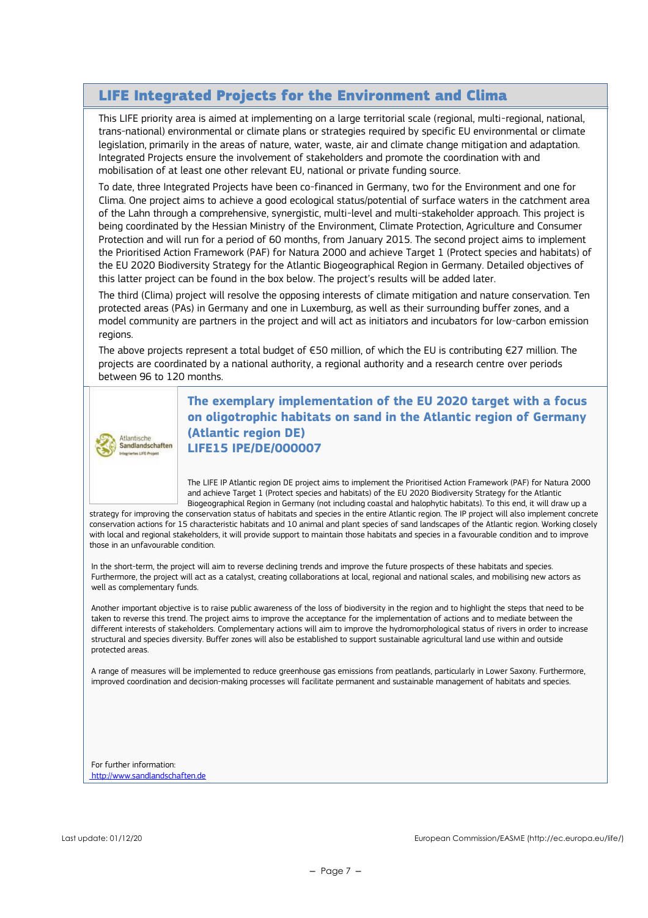## LIFE Integrated Projects for the Environment and Clima

This LIFE priority area is aimed at implementing on a large territorial scale (regional, multi-regional, national, trans-national) environmental or climate plans or strategies required by specific EU environmental or climate legislation, primarily in the areas of nature, water, waste, air and climate change mitigation and adaptation. Integrated Projects ensure the involvement of stakeholders and promote the coordination with and mobilisation of at least one other relevant EU, national or private funding source.

To date, three Integrated Projects have been co-financed in Germany, two for the Environment and one for Clima. One project aims to achieve a good ecological status/potential of surface waters in the catchment area of the Lahn through a comprehensive, synergistic, multi-level and multi-stakeholder approach. This project is being coordinated by the Hessian Ministry of the Environment, Climate Protection, Agriculture and Consumer Protection and will run for a period of 60 months, from January 2015. The second project aims to implement the Prioritised Action Framework (PAF) for Natura 2000 and achieve Target 1 (Protect species and habitats) of the EU 2020 Biodiversity Strategy for the Atlantic Biogeographical Region in Germany. Detailed objectives of this latter project can be found in the box below. The project's results will be added later.

The third (Clima) project will resolve the opposing interests of climate mitigation and nature conservation. Ten protected areas (PAs) in Germany and one in Luxemburg, as well as their surrounding buffer zones, and a model community are partners in the project and will act as initiators and incubators for low-carbon emission regions.

The above projects represent a total budget of €50 million, of which the EU is contributing €27 million. The projects are coordinated by a national authority, a regional authority and a research centre over periods between 96 to 120 months.

### The exemplary implementation of the EU 2020 target with a focus on oligotrophic habitats on sand in the Atlantic region of Germany (Atlantic region DE)
### LIFE15 IPE/DE/000007

The LIFE IP Atlantic region DE project aims to implement the Prioritised Action Framework (PAF) for Natura 2000 and achieve Target 1 (Protect species and habitats) of the EU 2020 Biodiversity Strategy for the Atlantic Biogeographical Region in Germany (not including coastal and halophytic habitats). To this end, it will draw up a strategy for improving the conservation status of habitats and species in the entire Atlantic region. The IP project will also implement concrete conservation actions for 15 characteristic habitats and 10 animal and plant species of sand landscapes of the Atlantic region. Working closely with local and regional stakeholders, it will provide support to maintain those habitats and species in a favourable condition and to improve those in an unfavourable condition.

In the short-term, the project will aim to reverse declining trends and improve the future prospects of these habitats and species. Furthermore, the project will act as a catalyst, creating collaborations at local, regional and national scales, and mobilising new actors as well as complementary funds.

Another important objective is to raise public awareness of the loss of biodiversity in the region and to highlight the steps that need to be taken to reverse this trend. The project aims to improve the acceptance for the implementation of actions and to mediate between the different interests of stakeholders. Complementary actions will aim to improve the hydromorphological status of rivers in order to increase structural and species diversity. Buffer zones will also be established to support sustainable agricultural land use within and outside protected areas.

A range of measures will be implemented to reduce greenhouse gas emissions from peatlands, particularly in Lower Saxony. Furthermore, improved coordination and decision-making processes will facilitate permanent and sustainable management of habitats and species.

For further information:
http://www.sandlandschaften.de

Last update: 01/12/20

European Commission/EASME (http://ec.europa.eu/life/)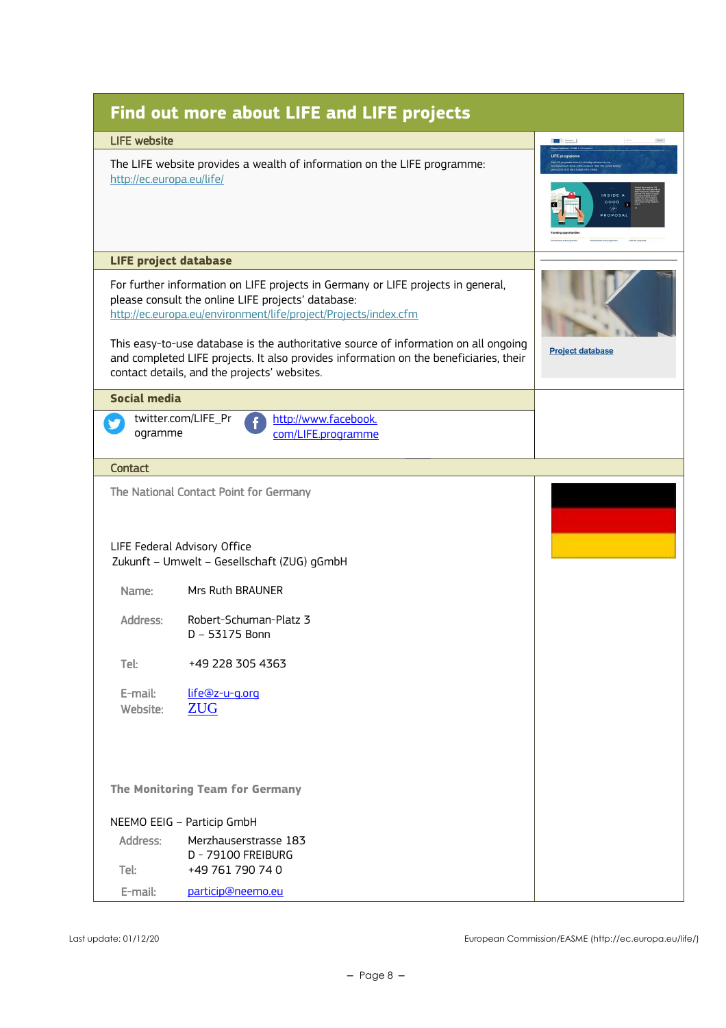## Find out more about LIFE and LIFE projects

### LIFE website

The LIFE website provides a wealth of information on the LIFE programme: http://ec.europa.eu/life/

### LIFE project database

For further information on LIFE projects in Germany or LIFE projects in general, please consult the online LIFE projects' database: http://ec.europa.eu/environment/life/project/Projects/index.cfm

This easy-to-use database is the authoritative source of information on all ongoing and completed LIFE projects. It also provides information on the beneficiaries, their contact details, and the projects' websites.

Project database

### Social media

twitter.com/LIFE_Programme

http://www.facebook.com/LIFE.programme

### Contact

The National Contact Point for Germany

LIFE Federal Advisory Office
Zukunft – Umwelt – Gesellschaft (ZUG) gGmbH

| | |
|---|---|
| Name: | Mrs Ruth BRAUNER |
| Address: | Robert-Schuman-Platz 3<br>D – 53175 Bonn |
| Tel: | +49 228 305 4363 |
| E-mail: | life@z-u-g.org |
| Website: | ZUG |

**The Monitoring Team for Germany**

NEEMO EEIG – Particip GmbH

| | |
|---|---|
| Address: | Merzhauserstrasse 183<br>D - 79100 FREIBURG |
| Tel: | +49 761 790 74 0 |
| E-mail: | particip@neemo.eu |

Last update: 01/12/20

European Commission/EASME (http://ec.europa.eu/life/)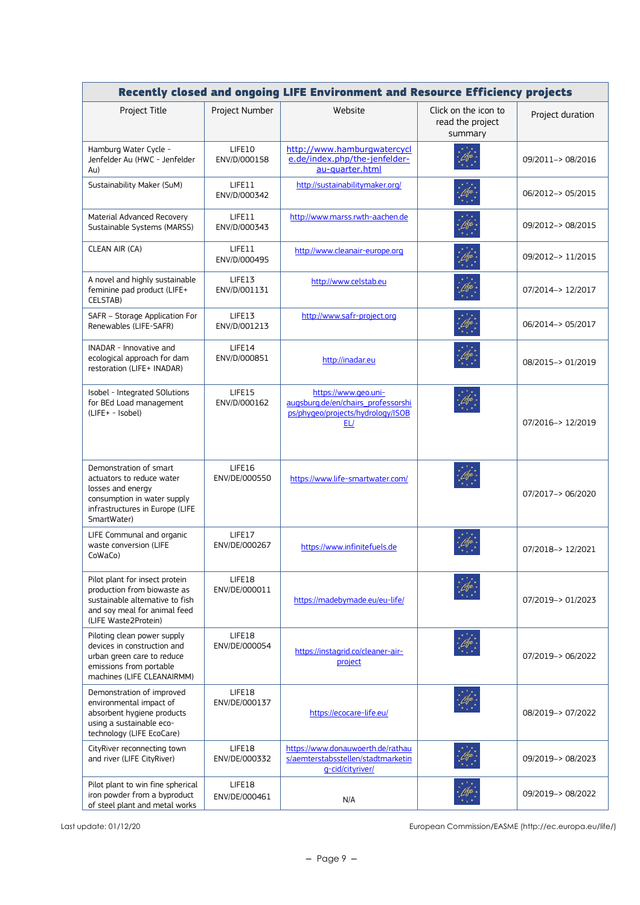| Recently closed and ongoing LIFE Environment and Resource Efficiency projects | | | | |
|---|---|---|---|---|
| Project Title | Project Number | Website | Click on the icon to read the project summary | Project duration |
| Hamburg Water Cycle - Jenfelder Au (HWC - Jenfelder Au) | LIFE10 ENV/D/000158 | http://www.hamburgwatercycle.de/index.php/the-jenfelder-au-quarter.html | | 09/2011–> 08/2016 |
| Sustainability Maker (SuM) | LIFE11 ENV/D/000342 | http://sustainabilitymaker.org/ | | 06/2012–> 05/2015 |
| Material Advanced Recovery Sustainable Systems (MARSS) | LIFE11 ENV/D/000343 | http://www.marss.rwth-aachen.de | | 09/2012–> 08/2015 |
| CLEAN AIR (CA) | LIFE11 ENV/D/000495 | http://www.cleanair-europe.org | | 09/2012–> 11/2015 |
| A novel and highly sustainable feminine pad product (LIFE+ CELSTAB) | LIFE13 ENV/D/001131 | http://www.celstab.eu | | 07/2014–> 12/2017 |
| SAFR – Storage Application For Renewables (LIFE-SAFR) | LIFE13 ENV/D/001213 | http://www.safr-project.org | | 06/2014–> 05/2017 |
| INADAR - Innovative and ecological approach for dam restoration (LIFE+ INADAR) | LIFE14 ENV/D/000851 | http://inadar.eu | | 08/2015–> 01/2019 |
| Isobel - Integrated SOlutions for BEd Load management (LIFE+ - Isobel) | LIFE15 ENV/D/000162 | https://www.geo.uni-augsburg.de/en/chairs_professorships/phygeo/projects/hydrology/ISOBEL/ | | 07/2016–> 12/2019 |
| Demonstration of smart actuators to reduce water losses and energy consumption in water supply infrastructures in Europe (LIFE SmartWater) | LIFE16 ENV/DE/000550 | https://www.life-smartwater.com/ | | 07/2017–> 06/2020 |
| LIFE Communal and organic waste conversion (LIFE CoWaCo) | LIFE17 ENV/DE/000267 | https://www.infinitefuels.de | | 07/2018–> 12/2021 |
| Pilot plant for insect protein production from biowaste as sustainable alternative to fish and soy meal for animal feed (LIFE Waste2Protein) | LIFE18 ENV/DE/000011 | https://madebymade.eu/eu-life/ | | 07/2019–> 01/2023 |
| Piloting clean power supply devices in construction and urban green care to reduce emissions from portable machines (LIFE CLEANAIRMM) | LIFE18 ENV/DE/000054 | https://instagrid.co/cleaner-air-project | | 07/2019–> 06/2022 |
| Demonstration of improved environmental impact of absorbent hygiene products using a sustainable eco-technology (LIFE EcoCare) | LIFE18 ENV/DE/000137 | https://ecocare-life.eu/ | | 08/2019–> 07/2022 |
| CityRiver reconnecting town and river (LIFE CityRiver) | LIFE18 ENV/DE/000332 | https://www.donauwoerth.de/rathaus/aemterstabsstellen/stadtmarketing-cid/cityriver/ | | 09/2019–> 08/2023 |
| Pilot plant to win fine spherical iron powder from a byproduct of steel plant and metal works | LIFE18 ENV/DE/000461 | N/A | | 09/2019–> 08/2022 |

Last update: 01/12/20

European Commission/EASME (http://ec.europa.eu/life/)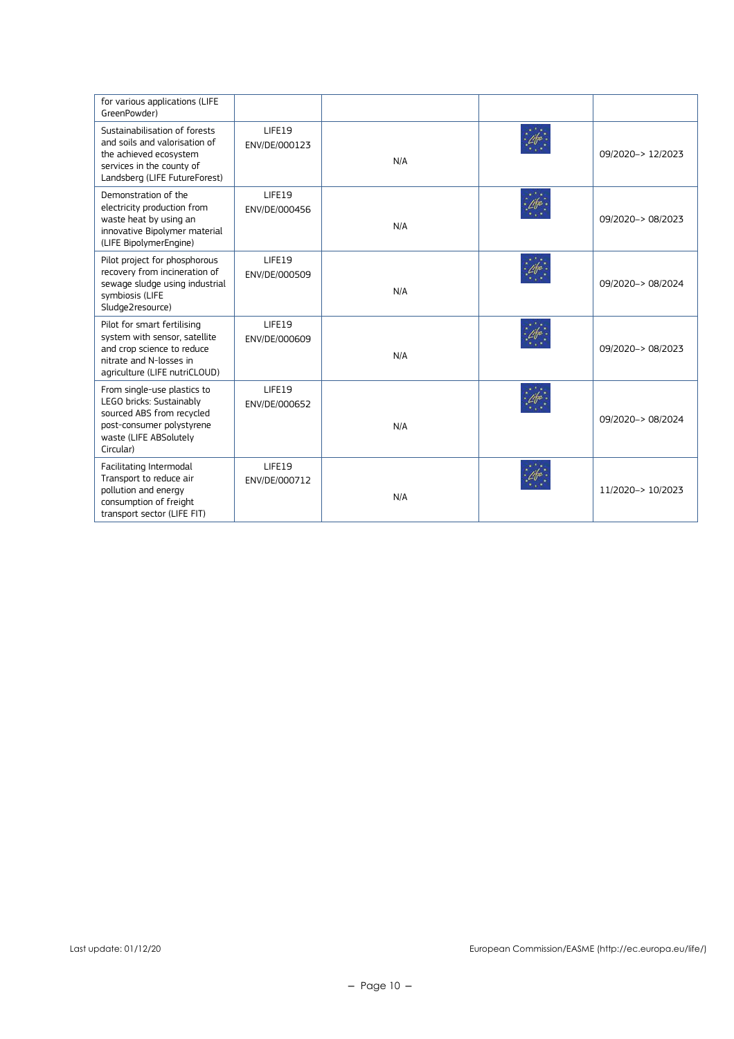| | | | | |
|---|---|---|---|---|
| for various applications (LIFE GreenPowder) | | | | |
| Sustainabilisation of forests and soils and valorisation of the achieved ecosystem services in the county of Landsberg (LIFE FutureForest) | LIFE19 ENV/DE/000123 | N/A | | 09/2020–> 12/2023 |
| Demonstration of the electricity production from waste heat by using an innovative Bipolymer material (LIFE BipolymerEngine) | LIFE19 ENV/DE/000456 | N/A | | 09/2020–> 08/2023 |
| Pilot project for phosphorous recovery from incineration of sewage sludge using industrial symbiosis (LIFE Sludge2resource) | LIFE19 ENV/DE/000509 | N/A | | 09/2020–> 08/2024 |
| Pilot for smart fertilising system with sensor, satellite and crop science to reduce nitrate and N-losses in agriculture (LIFE nutriCLOUD) | LIFE19 ENV/DE/000609 | N/A | | 09/2020–> 08/2023 |
| From single-use plastics to LEGO bricks: Sustainably sourced ABS from recycled post-consumer polystyrene waste (LIFE ABSolutely Circular) | LIFE19 ENV/DE/000652 | N/A | | 09/2020–> 08/2024 |
| Facilitating Intermodal Transport to reduce air pollution and energy consumption of freight transport sector (LIFE FIT) | LIFE19 ENV/DE/000712 | N/A | | 11/2020–> 10/2023 |

Last update: 01/12/20 European Commission/EASME (http://ec.europa.eu/life/)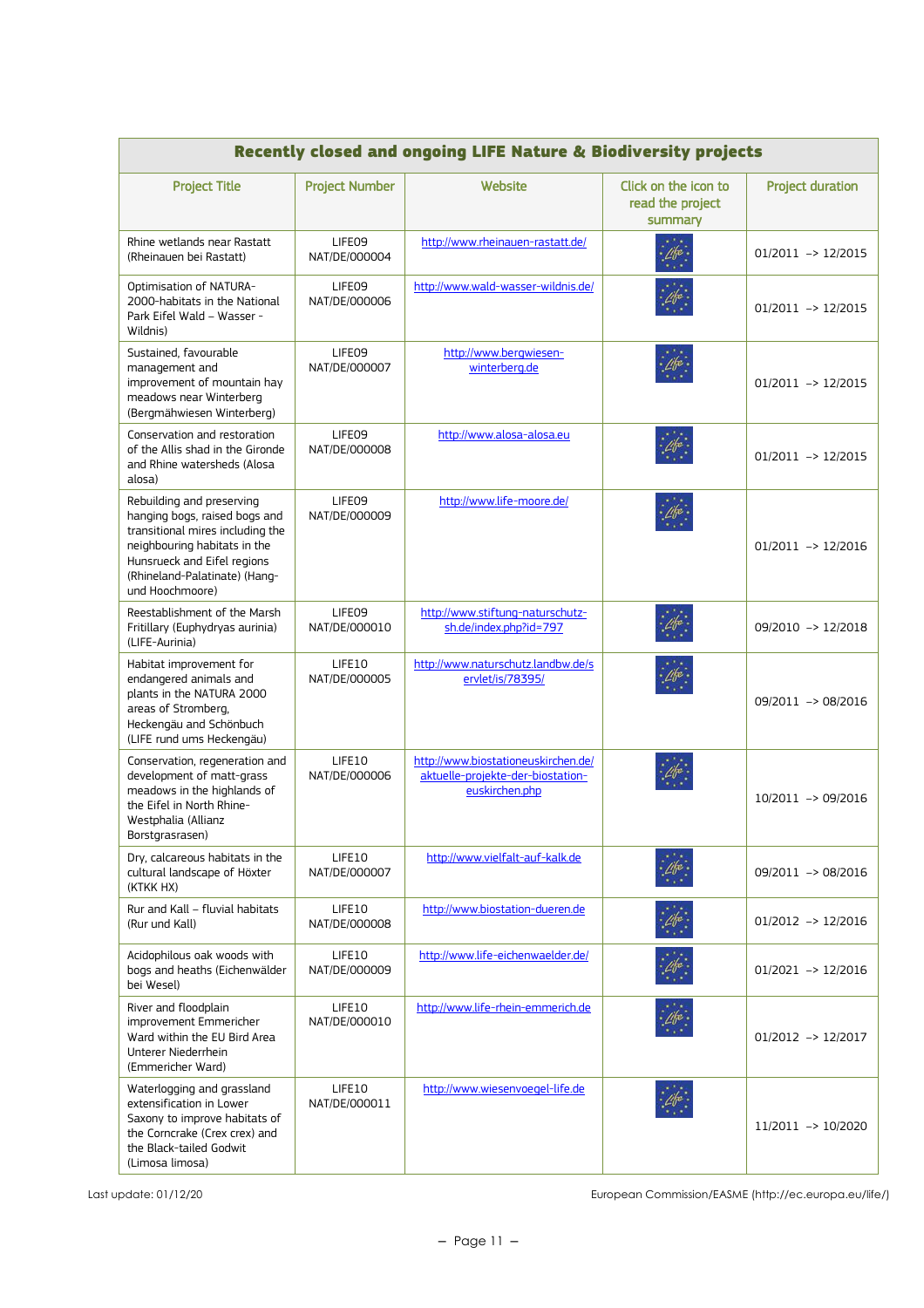| Recently closed and ongoing LIFE Nature & Biodiversity projects | | | | |
|---|---|---|---|---|
| Project Title | Project Number | Website | Click on the icon to read the project summary | Project duration |
| Rhine wetlands near Rastatt (Rheinauen bei Rastatt) | LIFE09 NAT/DE/000004 | http://www.rheinauen-rastatt.de/ | | 01/2011 -> 12/2015 |
| Optimisation of NATURA-2000-habitats in the National Park Eifel Wald – Wasser - Wildnis) | LIFE09 NAT/DE/000006 | http://www.wald-wasser-wildnis.de/ | | 01/2011 -> 12/2015 |
| Sustained, favourable management and improvement of mountain hay meadows near Winterberg (Bergmähwiesen Winterberg) | LIFE09 NAT/DE/000007 | http://www.bergwiesen-winterberg.de | | 01/2011 -> 12/2015 |
| Conservation and restoration of the Allis shad in the Gironde and Rhine watersheds (Alosa alosa) | LIFE09 NAT/DE/000008 | http://www.alosa-alosa.eu | | 01/2011 -> 12/2015 |
| Rebuilding and preserving hanging bogs, raised bogs and transitional mires including the neighbouring habitats in the Hunsrueck and Eifel regions (Rhineland-Palatinate) (Hang- und Hoochmoore) | LIFE09 NAT/DE/000009 | http://www.life-moore.de/ | | 01/2011 -> 12/2016 |
| Reestablishment of the Marsh Fritillary (Euphydryas aurinia) (LIFE-Aurinia) | LIFE09 NAT/DE/000010 | http://www.stiftung-naturschutz-sh.de/index.php?id=797 | | 09/2010 -> 12/2018 |
| Habitat improvement for endangered animals and plants in the NATURA 2000 areas of Stromberg, Heckengäu and Schönbuch (LIFE rund ums Heckengäu) | LIFE10 NAT/DE/000005 | http://www.naturschutz.landbw.de/servlet/is/78395/ | | 09/2011 -> 08/2016 |
| Conservation, regeneration and development of matt-grass meadows in the highlands of the Eifel in North Rhine-Westphalia (Allianz Borstgrasrasen) | LIFE10 NAT/DE/000006 | http://www.biostationeuskirchen.de/aktuelle-projekte-der-biostation-euskirchen.php | | 10/2011 -> 09/2016 |
| Dry, calcareous habitats in the cultural landscape of Höxter (KTKK HX) | LIFE10 NAT/DE/000007 | http://www.vielfalt-auf-kalk.de | | 09/2011 -> 08/2016 |
| Rur and Kall – fluvial habitats (Rur und Kall) | LIFE10 NAT/DE/000008 | http://www.biostation-dueren.de | | 01/2012 -> 12/2016 |
| Acidophilous oak woods with bogs and heaths (Eichenwälder bei Wesel) | LIFE10 NAT/DE/000009 | http://www.life-eichenwaelder.de/ | | 01/2021 -> 12/2016 |
| River and floodplain improvement Emmericher Ward within the EU Bird Area Unterer Niederrhein (Emmericher Ward) | LIFE10 NAT/DE/000010 | http://www.life-rhein-emmerich.de | | 01/2012 -> 12/2017 |
| Waterlogging and grassland extensification in Lower Saxony to improve habitats of the Corncrake (Crex crex) and the Black-tailed Godwit (Limosa limosa) | LIFE10 NAT/DE/000011 | http://www.wiesenvoegel-life.de | | 11/2011 -> 10/2020 |

Last update: 01/12/20

European Commission/EASME (http://ec.europa.eu/life/)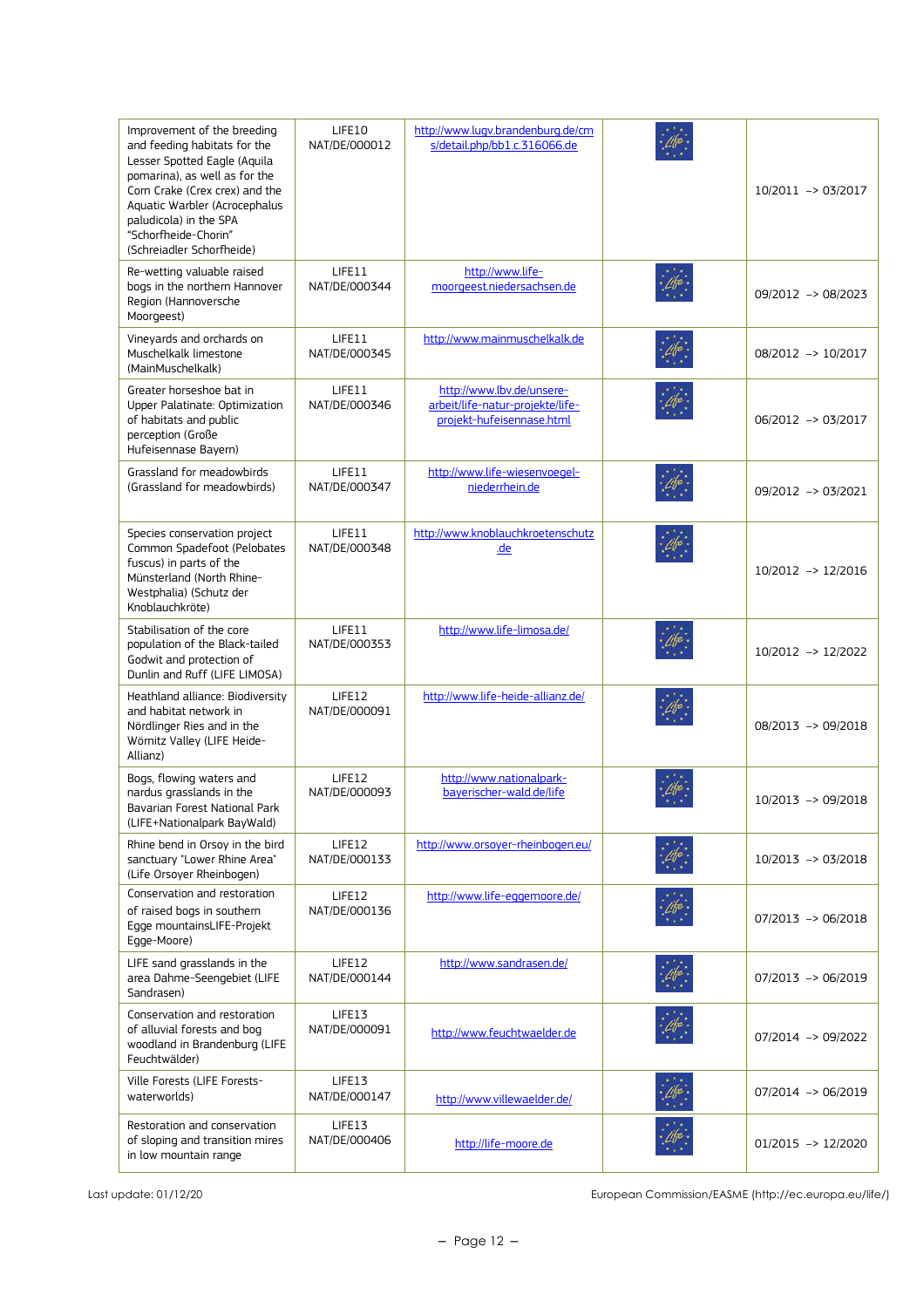| Improvement of the breeding and feeding habitats for the Lesser Spotted Eagle (Aquila pomarina), as well as for the Corn Crake (Crex crex) and the Aquatic Warbler (Acrocephalus paludicola) in the SPA "Schorfheide-Chorin" (Schreiadler Schorfheide) | LIFE10 NAT/DE/000012 | http://www.lugv.brandenburg.de/cms/detail.php/bb1.c.316066.de | | 10/2011 -> 03/2017 |
|---|---|---|---|---|
| Re-wetting valuable raised bogs in the northern Hannover Region (Hannoversche Moorgeest) | LIFE11 NAT/DE/000344 | http://www.life-moorgeest.niedersachsen.de | | 09/2012 -> 08/2023 |
| Vineyards and orchards on Muschelkalk limestone (MainMuschelkalk) | LIFE11 NAT/DE/000345 | http://www.mainmuschelkalk.de | | 08/2012 -> 10/2017 |
| Greater horseshoe bat in Upper Palatinate: Optimization of habitats and public perception (Große Hufeisennase Bayern) | LIFE11 NAT/DE/000346 | http://www.lbv.de/unsere-arbeit/life-natur-projekte/life-projekt-hufeisennase.html | | 06/2012 -> 03/2017 |
| Grassland for meadowbirds (Grassland for meadowbirds) | LIFE11 NAT/DE/000347 | http://www.life-wiesenvoegel-niederrhein.de | | 09/2012 -> 03/2021 |
| Species conservation project Common Spadefoot (Pelobates fuscus) in parts of the Münsterland (North Rhine-Westphalia) (Schutz der Knoblauchkröte) | LIFE11 NAT/DE/000348 | http://www.knoblauchkroetenschutz.de | | 10/2012 -> 12/2016 |
| Stabilisation of the core population of the Black-tailed Godwit and protection of Dunlin and Ruff (LIFE LIMOSA) | LIFE11 NAT/DE/000353 | http://www.life-limosa.de/ | | 10/2012 -> 12/2022 |
| Heathland alliance: Biodiversity and habitat network in Nördlinger Ries and in the Wörnitz Valley (LIFE Heide-Allianz) | LIFE12 NAT/DE/000091 | http://www.life-heide-allianz.de/ | | 08/2013 -> 09/2018 |
| Bogs, flowing waters and nardus grasslands in the Bavarian Forest National Park (LIFE+Nationalpark BayWald) | LIFE12 NAT/DE/000093 | http://www.nationalpark-bayerischer-wald.de/life | | 10/2013 -> 09/2018 |
| Rhine bend in Orsoy in the bird sanctuary "Lower Rhine Area" (Life Orsoyer Rheinbogen) | LIFE12 NAT/DE/000133 | http://www.orsoyer-rheinbogen.eu/ | | 10/2013 -> 03/2018 |
| Conservation and restoration of raised bogs in southern Egge mountainsLIFE-Projekt Egge-Moore) | LIFE12 NAT/DE/000136 | http://www.life-eggemoore.de/ | | 07/2013 -> 06/2018 |
| LIFE sand grasslands in the area Dahme-Seengebiet (LIFE Sandrasen) | LIFE12 NAT/DE/000144 | http://www.sandrasen.de/ | | 07/2013 -> 06/2019 |
| Conservation and restoration of alluvial forests and bog woodland in Brandenburg (LIFE Feuchtwälder) | LIFE13 NAT/DE/000091 | http://www.feuchtwaelder.de | | 07/2014 -> 09/2022 |
| Ville Forests (LIFE Forests-waterworlds) | LIFE13 NAT/DE/000147 | http://www.villewaelder.de/ | | 07/2014 -> 06/2019 |
| Restoration and conservation of sloping and transition mires in low mountain range | LIFE13 NAT/DE/000406 | http://life-moore.de | | 01/2015 -> 12/2020 |

Last update: 01/12/20

European Commission/EASME (http://ec.europa.eu/life/)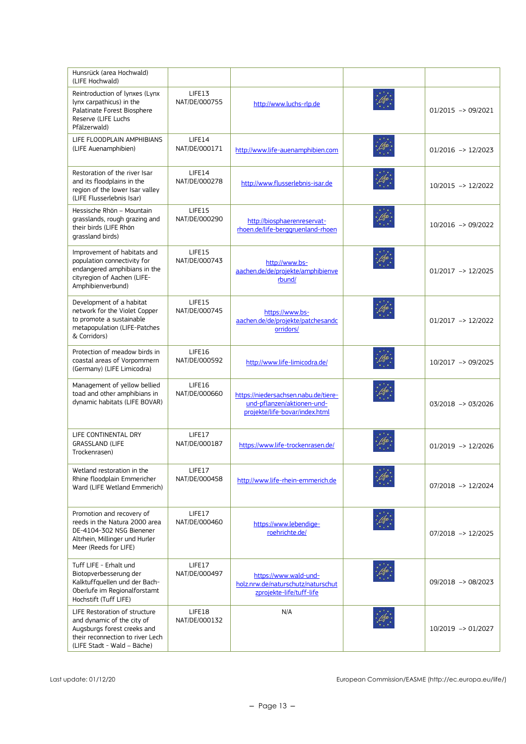| | | | | |
|---|---|---|---|---|
| Hunsrück (area Hochwald) (LIFE Hochwald) | | | | |
| Reintroduction of lynxes (Lynx lynx carpathicus) in the Palatinate Forest Biosphere Reserve (LIFE Luchs Pfälzerwald) | LIFE13 NAT/DE/000755 | http://www.luchs-rlp.de | | 01/2015 -> 09/2021 |
| LIFE FLOODPLAIN AMPHIBIANS (LIFE Auenamphibien) | LIFE14 NAT/DE/000171 | http://www.life-auenamphibien.com | | 01/2016 -> 12/2023 |
| Restoration of the river Isar and its floodplains in the region of the lower Isar valley (LIFE Flusserlebnis Isar) | LIFE14 NAT/DE/000278 | http://www.flusserlebnis-isar.de | | 10/2015 -> 12/2022 |
| Hessische Rhön – Mountain grasslands, rough grazing and their birds (LIFE Rhön grassland birds) | LIFE15 NAT/DE/000290 | http://biosphaerenreservat-rhoen.de/life-berggruenland-rhoen | | 10/2016 -> 09/2022 |
| Improvement of habitats and population connectivity for endangered amphibians in the cityregion of Aachen (LIFE-Amphibienverbund) | LIFE15 NAT/DE/000743 | http://www.bs-aachen.de/de/projekte/amphibienverbund/ | | 01/2017 -> 12/2025 |
| Development of a habitat network for the Violet Copper to promote a sustainable metapopulation (LIFE-Patches & Corridors) | LIFE15 NAT/DE/000745 | https://www.bs-aachen.de/de/projekte/patchesandcorridors/ | | 01/2017 -> 12/2022 |
| Protection of meadow birds in coastal areas of Vorpommern (Germany) (LIFE Limicodra) | LIFE16 NAT/DE/000592 | http://www.life-limicodra.de/ | | 10/2017 -> 09/2025 |
| Management of yellow bellied toad and other amphibians in dynamic habitats (LIFE BOVAR) | LIFE16 NAT/DE/000660 | https://niedersachsen.nabu.de/tiere-und-pflanzen/aktionen-und-projekte/life-bovar/index.html | | 03/2018 -> 03/2026 |
| LIFE CONTINENTAL DRY GRASSLAND (LIFE Trockenrasen) | LIFE17 NAT/DE/000187 | https://www.life-trockenrasen.de/ | | 01/2019 -> 12/2026 |
| Wetland restoration in the Rhine floodplain Emmericher Ward (LIFE Wetland Emmerich) | LIFE17 NAT/DE/000458 | http://www.life-rhein-emmerich.de | | 07/2018 -> 12/2024 |
| Promotion and recovery of reeds in the Natura 2000 area DE-4104-302 NSG Bienener Altrhein, Millinger und Hurler Meer (Reeds for LIFE) | LIFE17 NAT/DE/000460 | https://www.lebendige-roehrichte.de/ | | 07/2018 -> 12/2025 |
| Tuff LIFE - Erhalt und Biotopverbesserung der Kalktuffquellen und der Bach-Oberlufe im Regionalforstamt Hochstift (Tuff LIFE) | LIFE17 NAT/DE/000497 | https://www.wald-und-holz.nrw.de/naturschutz/naturschutzprojekte-life/tuff-life | | 09/2018 -> 08/2023 |
| LIFE Restoration of structure and dynamic of the city of Augsburgs forest creeks and their reconnection to river Lech (LIFE Stadt - Wald – Bäche) | LIFE18 NAT/DE/000132 | N/A | | 10/2019 -> 01/2027 |

Last update: 01/12/20

European Commission/EASME (http://ec.europa.eu/life/)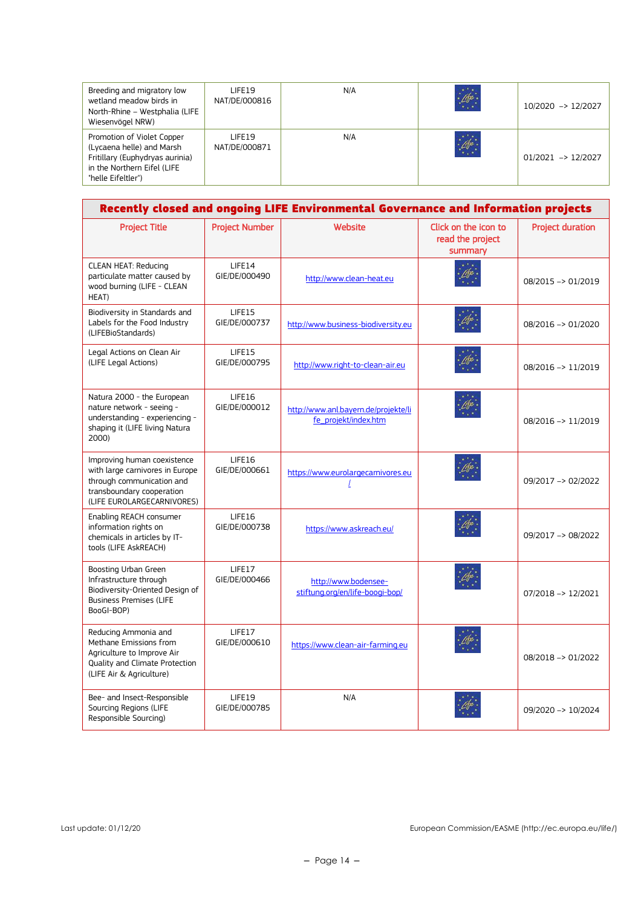| | | | | |
|---|---|---|---|---|
| Breeding and migratory low wetland meadow birds in North-Rhine – Westphalia (LIFE Wiesenvögel NRW) | LIFE19 NAT/DE/000816 | N/A | | 10/2020 –> 12/2027 |
| Promotion of Violet Copper (Lycaena helle) and Marsh Fritillary (Euphydryas aurinia) in the Northern Eifel (LIFE "helle Eifeltler") | LIFE19 NAT/DE/000871 | N/A | | 01/2021 –> 12/2027 |

**Recently closed and ongoing LIFE Environmental Governance and Information projects**

| Project Title | Project Number | Website | Click on the icon to read the project summary | Project duration |
|---|---|---|---|---|
| CLEAN HEAT: Reducing particulate matter caused by wood burning (LIFE - CLEAN HEAT) | LIFE14 GIE/DE/000490 | http://www.clean-heat.eu | | 08/2015 –> 01/2019 |
| Biodiversity in Standards and Labels for the Food Industry (LIFEBioStandards) | LIFE15 GIE/DE/000737 | http://www.business-biodiversity.eu | | 08/2016 –> 01/2020 |
| Legal Actions on Clean Air (LIFE Legal Actions) | LIFE15 GIE/DE/000795 | http://www.right-to-clean-air.eu | | 08/2016 –> 11/2019 |
| Natura 2000 - the European nature network - seeing - understanding - experiencing - shaping it (LIFE living Natura 2000) | LIFE16 GIE/DE/000012 | http://www.anl.bayern.de/projekte/life_projekt/index.htm | | 08/2016 –> 11/2019 |
| Improving human coexistence with large carnivores in Europe through communication and transboundary cooperation (LIFE EUROLARGECARNIVORES) | LIFE16 GIE/DE/000661 | https://www.eurolargecarnivores.eu/ | | 09/2017 –> 02/2022 |
| Enabling REACH consumer information rights on chemicals in articles by IT-tools (LIFE AskREACH) | LIFE16 GIE/DE/000738 | https://www.askreach.eu/ | | 09/2017 –> 08/2022 |
| Boosting Urban Green Infrastructure through Biodiversity-Oriented Design of Business Premises (LIFE BooGI-BOP) | LIFE17 GIE/DE/000466 | http://www.bodensee-stiftung.org/en/life-boogi-bop/ | | 07/2018 –> 12/2021 |
| Reducing Ammonia and Methane Emissions from Agriculture to Improve Air Quality and Climate Protection (LIFE Air & Agriculture) | LIFE17 GIE/DE/000610 | https://www.clean-air-farming.eu | | 08/2018 –> 01/2022 |
| Bee- and Insect-Responsible Sourcing Regions (LIFE Responsible Sourcing) | LIFE19 GIE/DE/000785 | N/A | | 09/2020 –> 10/2024 |

Last update: 01/12/20 European Commission/EASME (http://ec.europa.eu/life/)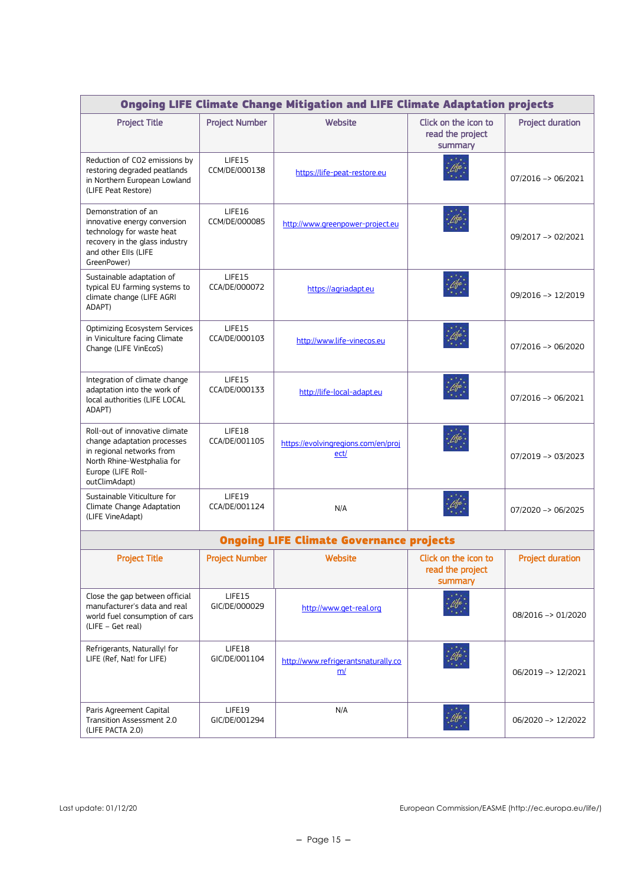| Ongoing LIFE Climate Change Mitigation and LIFE Climate Adaptation projects | | | | |
|---|---|---|---|---|
| **Project Title** | **Project Number** | **Website** | **Click on the icon to read the project summary** | **Project duration** |
| Reduction of CO2 emissions by restoring degraded peatlands in Northern European Lowland (LIFE Peat Restore) | LIFE15 CCM/DE/000138 | https://life-peat-restore.eu | | 07/2016 –> 06/2021 |
| Demonstration of an innovative energy conversion technology for waste heat recovery in the glass industry and other EIIs (LIFE GreenPower) | LIFE16 CCM/DE/000085 | http://www.greenpower-project.eu | | 09/2017 –> 02/2021 |
| Sustainable adaptation of typical EU farming systems to climate change (LIFE AGRI ADAPT) | LIFE15 CCA/DE/000072 | https://agriadapt.eu | | 09/2016 –> 12/2019 |
| Optimizing Ecosystem Services in Viniculture facing Climate Change (LIFE VinEcoS) | LIFE15 CCA/DE/000103 | http://www.life-vinecos.eu | | 07/2016 –> 06/2020 |
| Integration of climate change adaptation into the work of local authorities (LIFE LOCAL ADAPT) | LIFE15 CCA/DE/000133 | http://life-local-adapt.eu | | 07/2016 –> 06/2021 |
| Roll-out of innovative climate change adaptation processes in regional networks from North Rhine-Westphalia for Europe (LIFE Roll-outClimAdapt) | LIFE18 CCA/DE/001105 | https://evolvingregions.com/en/project/ | | 07/2019 –> 03/2023 |
| Sustainable Viticulture for Climate Change Adaptation (LIFE VineAdapt) | LIFE19 CCA/DE/001124 | N/A | | 07/2020 –> 06/2025 |

| Ongoing LIFE Climate Governance projects | | | | |
|---|---|---|---|---|
| **Project Title** | **Project Number** | **Website** | **Click on the icon to read the project summary** | **Project duration** |
| Close the gap between official manufacturer's data and real world fuel consumption of cars (LIFE – Get real) | LIFE15 GIC/DE/000029 | http://www.get-real.org | | 08/2016 –> 01/2020 |
| Refrigerants, Naturally! for LIFE (Ref, Nat! for LIFE) | LIFE18 GIC/DE/001104 | http://www.refrigerantsnaturally.com/ | | 06/2019 –> 12/2021 |
| Paris Agreement Capital Transition Assessment 2.0 (LIFE PACTA 2.0) | LIFE19 GIC/DE/001294 | N/A | | 06/2020 –> 12/2022 |

Last update: 01/12/20

European Commission/EASME (http://ec.europa.eu/life/)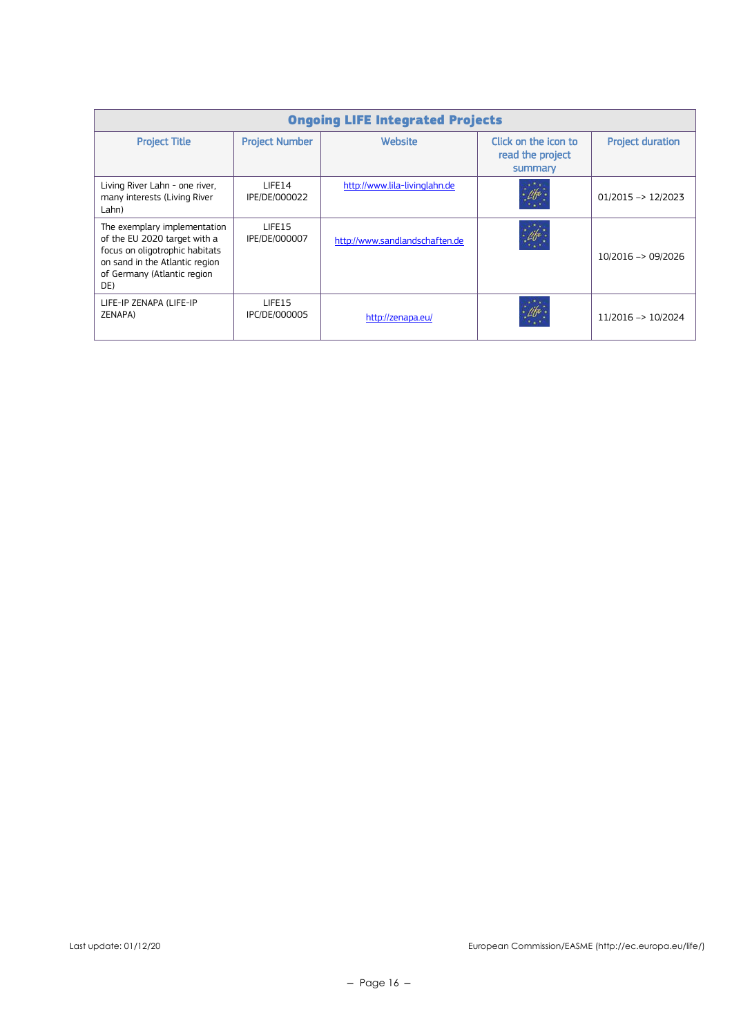| Ongoing LIFE Integrated Projects | | | | |
|---|---|---|---|---|
| Project Title | Project Number | Website | Click on the icon to read the project summary | Project duration |
| Living River Lahn - one river, many interests (Living River Lahn) | LIFE14 IPE/DE/000022 | http://www.lila-livinglahn.de | | 01/2015 –> 12/2023 |
| The exemplary implementation of the EU 2020 target with a focus on oligotrophic habitats on sand in the Atlantic region of Germany (Atlantic region DE) | LIFE15 IPE/DE/000007 | http://www.sandlandschaften.de | | 10/2016 –> 09/2026 |
| LIFE-IP ZENAPA (LIFE-IP ZENAPA) | LIFE15 IPC/DE/000005 | http://zenapa.eu/ | | 11/2016 –> 10/2024 |

Last update: 01/12/20

European Commission/EASME (http://ec.europa.eu/life/)